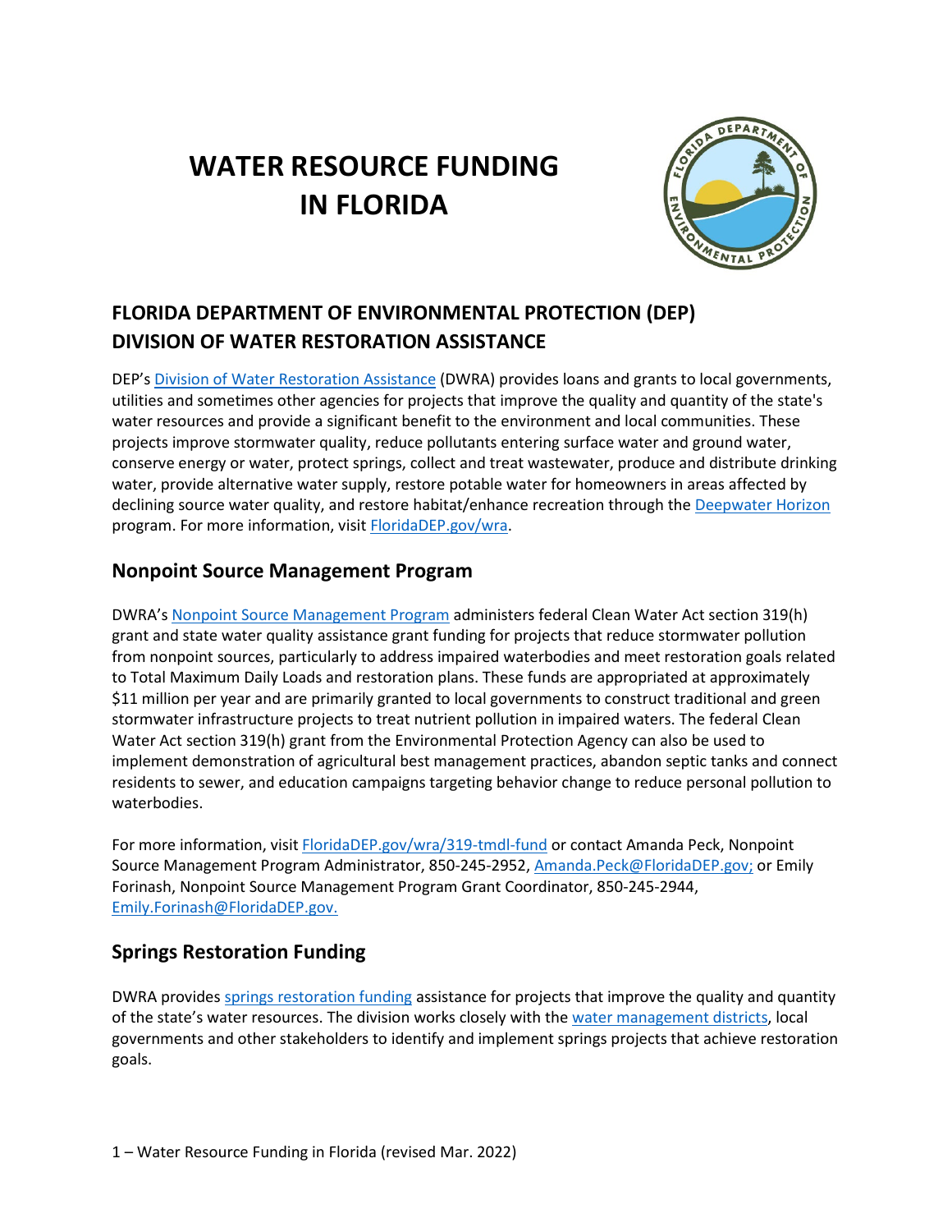# WATER RESOURCE FUNDING IN FLORIDA

## FLORIDA DEPARTMENT OF ENVIRONMENTAL PROTECTION (DEP) DIVISION OF WATER RESTORATION ASSISTANCE

DEP's Division of Water Restoration Assistance (DWRA) provides loans and grants to local governments, utilities and sometimes other agencies for projects that improve the quality and quantity of the state's water resources and provide a significant benefit to the environment and local communities. These projects improve stormwater quality, reduce pollutants entering surface water and ground water, conserve energy or water, protect springs, collect and treat wastewater, produce and distribute drinking water, provide alternative water supply, restore potable water for homeowners in areas affected by declining source water quality, and restore habitat/enhance recreation through the Deepwater Horizon program. For more information, visit FloridaDEP.gov/wra.

### Nonpoint Source Management Program

DWRA's Nonpoint Source Management Program administers federal Clean Water Act section 319(h) grant and state water quality assistance grant funding for projects that reduce stormwater pollution from nonpoint sources, particularly to address impaired waterbodies and meet restoration goals related to Total Maximum Daily Loads and restoration plans. These funds are appropriated at approximately $11 million per year and are primarily granted to local governments to construct traditional and green stormwater infrastructure projects to treat nutrient pollution in impaired waters. The federal Clean Water Act section 319(h) grant from the Environmental Protection Agency can also be used to implement demonstration of agricultural best management practices, abandon septic tanks and connect residents to sewer, and education campaigns targeting behavior change to reduce personal pollution to waterbodies.

For more information, visit FloridaDEP.gov/wra/319-tmdl-fund or contact Amanda Peck, Nonpoint Source Management Program Administrator, 850-245-2952, Amanda.Peck@FloridaDEP.gov; or Emily Forinash, Nonpoint Source Management Program Grant Coordinator, 850-245-2944, Emily.Forinash@FloridaDEP.gov.

### Springs Restoration Funding

DWRA provides springs restoration funding assistance for projects that improve the quality and quantity of the state's water resources. The division works closely with the water management districts, local governments and other stakeholders to identify and implement springs projects that achieve restoration goals.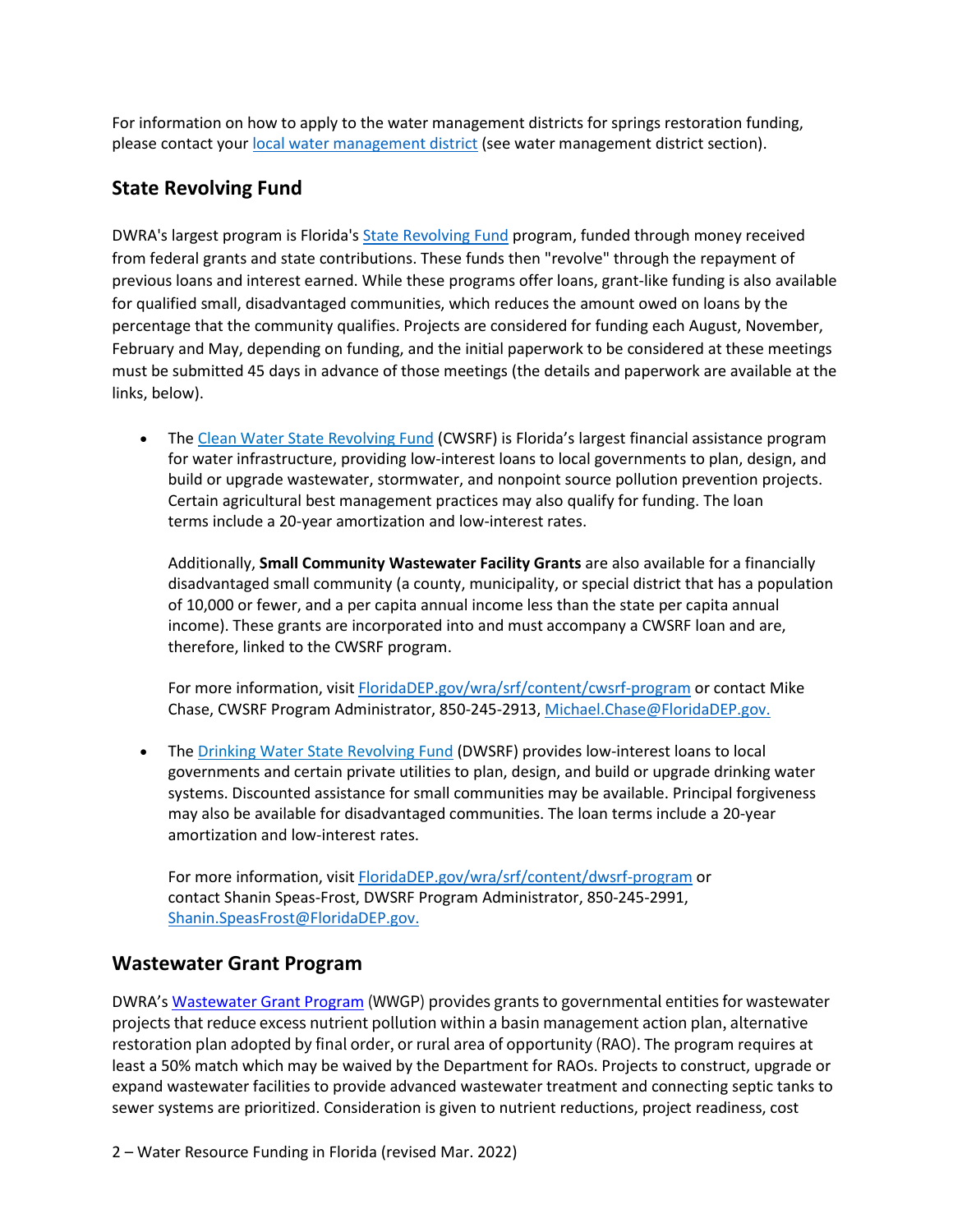For information on how to apply to the water management districts for springs restoration funding, please contact your [local water management district](#) (see water management district section).

## State Revolving Fund

DWRA's largest program is Florida's [State Revolving Fund](#) program, funded through money received from federal grants and state contributions. These funds then "revolve" through the repayment of previous loans and interest earned. While these programs offer loans, grant-like funding is also available for qualified small, disadvantaged communities, which reduces the amount owed on loans by the percentage that the community qualifies. Projects are considered for funding each August, November, February and May, depending on funding, and the initial paperwork to be considered at these meetings must be submitted 45 days in advance of those meetings (the details and paperwork are available at the links, below).

- The [Clean Water State Revolving Fund](#) (CWSRF) is Florida's largest financial assistance program for water infrastructure, providing low-interest loans to local governments to plan, design, and build or upgrade wastewater, stormwater, and nonpoint source pollution prevention projects. Certain agricultural best management practices may also qualify for funding. The loan terms include a 20-year amortization and low-interest rates.

  Additionally, **Small Community Wastewater Facility Grants** are also available for a financially disadvantaged small community (a county, municipality, or special district that has a population of 10,000 or fewer, and a per capita annual income less than the state per capita annual income). These grants are incorporated into and must accompany a CWSRF loan and are, therefore, linked to the CWSRF program.

  For more information, visit [FloridaDEP.gov/wra/srf/content/cwsrf-program](#) or contact Mike Chase, CWSRF Program Administrator, 850-245-2913, [Michael.Chase@FloridaDEP.gov.](#)

- The [Drinking Water State Revolving Fund](#) (DWSRF) provides low-interest loans to local governments and certain private utilities to plan, design, and build or upgrade drinking water systems. Discounted assistance for small communities may be available. Principal forgiveness may also be available for disadvantaged communities. The loan terms include a 20-year amortization and low-interest rates.

  For more information, visit [FloridaDEP.gov/wra/srf/content/dwsrf-program](#) or contact Shanin Speas-Frost, DWSRF Program Administrator, 850-245-2991, [Shanin.SpeasFrost@FloridaDEP.gov.](#)

## Wastewater Grant Program

DWRA's [Wastewater Grant Program](#) (WWGP) provides grants to governmental entities for wastewater projects that reduce excess nutrient pollution within a basin management action plan, alternative restoration plan adopted by final order, or rural area of opportunity (RAO). The program requires at least a 50% match which may be waived by the Department for RAOs. Projects to construct, upgrade or expand wastewater facilities to provide advanced wastewater treatment and connecting septic tanks to sewer systems are prioritized. Consideration is given to nutrient reductions, project readiness, cost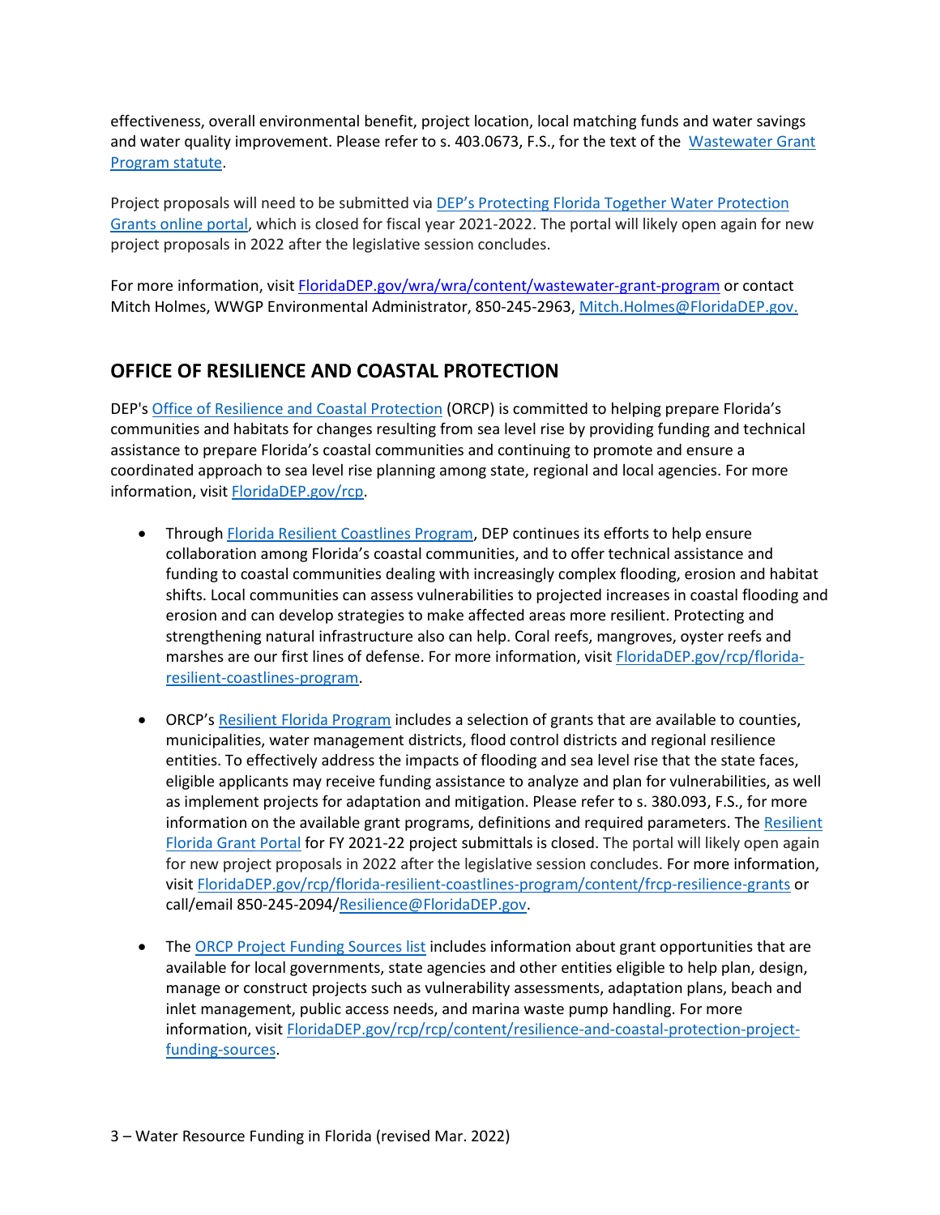effectiveness, overall environmental benefit, project location, local matching funds and water savings and water quality improvement. Please refer to s. 403.0673, F.S., for the text of the Wastewater Grant Program statute.

Project proposals will need to be submitted via DEP's Protecting Florida Together Water Protection Grants online portal, which is closed for fiscal year 2021-2022. The portal will likely open again for new project proposals in 2022 after the legislative session concludes.

For more information, visit FloridaDEP.gov/wra/wra/content/wastewater-grant-program or contact Mitch Holmes, WWGP Environmental Administrator, 850-245-2963, Mitch.Holmes@FloridaDEP.gov.

## OFFICE OF RESILIENCE AND COASTAL PROTECTION

DEP's Office of Resilience and Coastal Protection (ORCP) is committed to helping prepare Florida's communities and habitats for changes resulting from sea level rise by providing funding and technical assistance to prepare Florida's coastal communities and continuing to promote and ensure a coordinated approach to sea level rise planning among state, regional and local agencies. For more information, visit FloridaDEP.gov/rcp.

- Through Florida Resilient Coastlines Program, DEP continues its efforts to help ensure collaboration among Florida's coastal communities, and to offer technical assistance and funding to coastal communities dealing with increasingly complex flooding, erosion and habitat shifts. Local communities can assess vulnerabilities to projected increases in coastal flooding and erosion and can develop strategies to make affected areas more resilient. Protecting and strengthening natural infrastructure also can help. Coral reefs, mangroves, oyster reefs and marshes are our first lines of defense. For more information, visit FloridaDEP.gov/rcp/florida-resilient-coastlines-program.

- ORCP's Resilient Florida Program includes a selection of grants that are available to counties, municipalities, water management districts, flood control districts and regional resilience entities. To effectively address the impacts of flooding and sea level rise that the state faces, eligible applicants may receive funding assistance to analyze and plan for vulnerabilities, as well as implement projects for adaptation and mitigation. Please refer to s. 380.093, F.S., for more information on the available grant programs, definitions and required parameters. The Resilient Florida Grant Portal for FY 2021-22 project submittals is closed. The portal will likely open again for new project proposals in 2022 after the legislative session concludes. For more information, visit FloridaDEP.gov/rcp/florida-resilient-coastlines-program/content/frcp-resilience-grants or call/email 850-245-2094/Resilience@FloridaDEP.gov.

- The ORCP Project Funding Sources list includes information about grant opportunities that are available for local governments, state agencies and other entities eligible to help plan, design, manage or construct projects such as vulnerability assessments, adaptation plans, beach and inlet management, public access needs, and marina waste pump handling. For more information, visit FloridaDEP.gov/rcp/rcp/content/resilience-and-coastal-protection-project-funding-sources.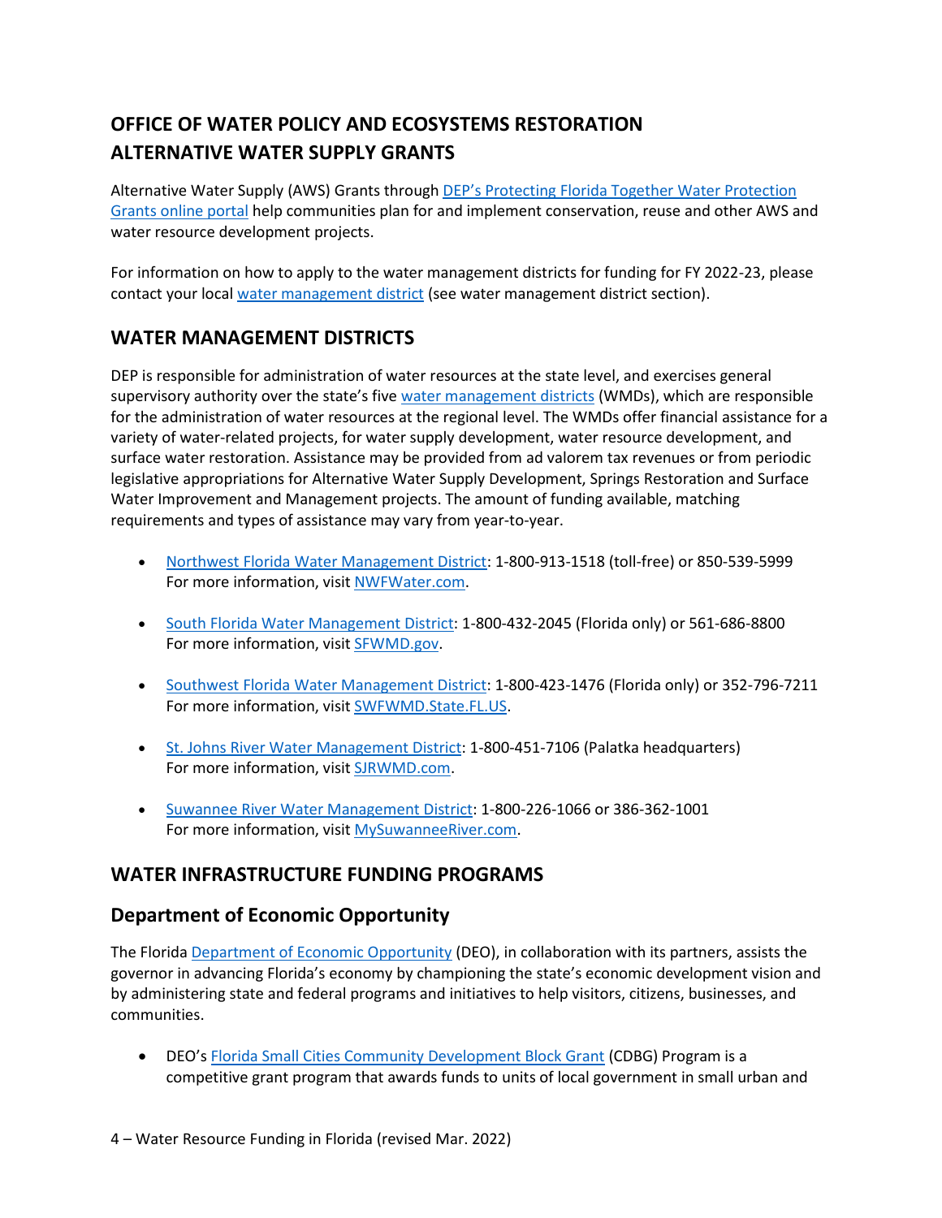## OFFICE OF WATER POLICY AND ECOSYSTEMS RESTORATION ALTERNATIVE WATER SUPPLY GRANTS

Alternative Water Supply (AWS) Grants through DEP's Protecting Florida Together Water Protection Grants online portal help communities plan for and implement conservation, reuse and other AWS and water resource development projects.

For information on how to apply to the water management districts for funding for FY 2022-23, please contact your local water management district (see water management district section).

## WATER MANAGEMENT DISTRICTS

DEP is responsible for administration of water resources at the state level, and exercises general supervisory authority over the state's five water management districts (WMDs), which are responsible for the administration of water resources at the regional level. The WMDs offer financial assistance for a variety of water-related projects, for water supply development, water resource development, and surface water restoration. Assistance may be provided from ad valorem tax revenues or from periodic legislative appropriations for Alternative Water Supply Development, Springs Restoration and Surface Water Improvement and Management projects. The amount of funding available, matching requirements and types of assistance may vary from year-to-year.

- Northwest Florida Water Management District: 1-800-913-1518 (toll-free) or 850-539-5999
  For more information, visit NWFWater.com.
- South Florida Water Management District: 1-800-432-2045 (Florida only) or 561-686-8800
  For more information, visit SFWMD.gov.
- Southwest Florida Water Management District: 1-800-423-1476 (Florida only) or 352-796-7211
  For more information, visit SWFWMD.State.FL.US.
- St. Johns River Water Management District: 1-800-451-7106 (Palatka headquarters)
  For more information, visit SJRWMD.com.
- Suwannee River Water Management District: 1-800-226-1066 or 386-362-1001
  For more information, visit MySuwanneeRiver.com.

## WATER INFRASTRUCTURE FUNDING PROGRAMS

### Department of Economic Opportunity

The Florida Department of Economic Opportunity (DEO), in collaboration with its partners, assists the governor in advancing Florida's economy by championing the state's economic development vision and by administering state and federal programs and initiatives to help visitors, citizens, businesses, and communities.

- DEO's Florida Small Cities Community Development Block Grant (CDBG) Program is a competitive grant program that awards funds to units of local government in small urban and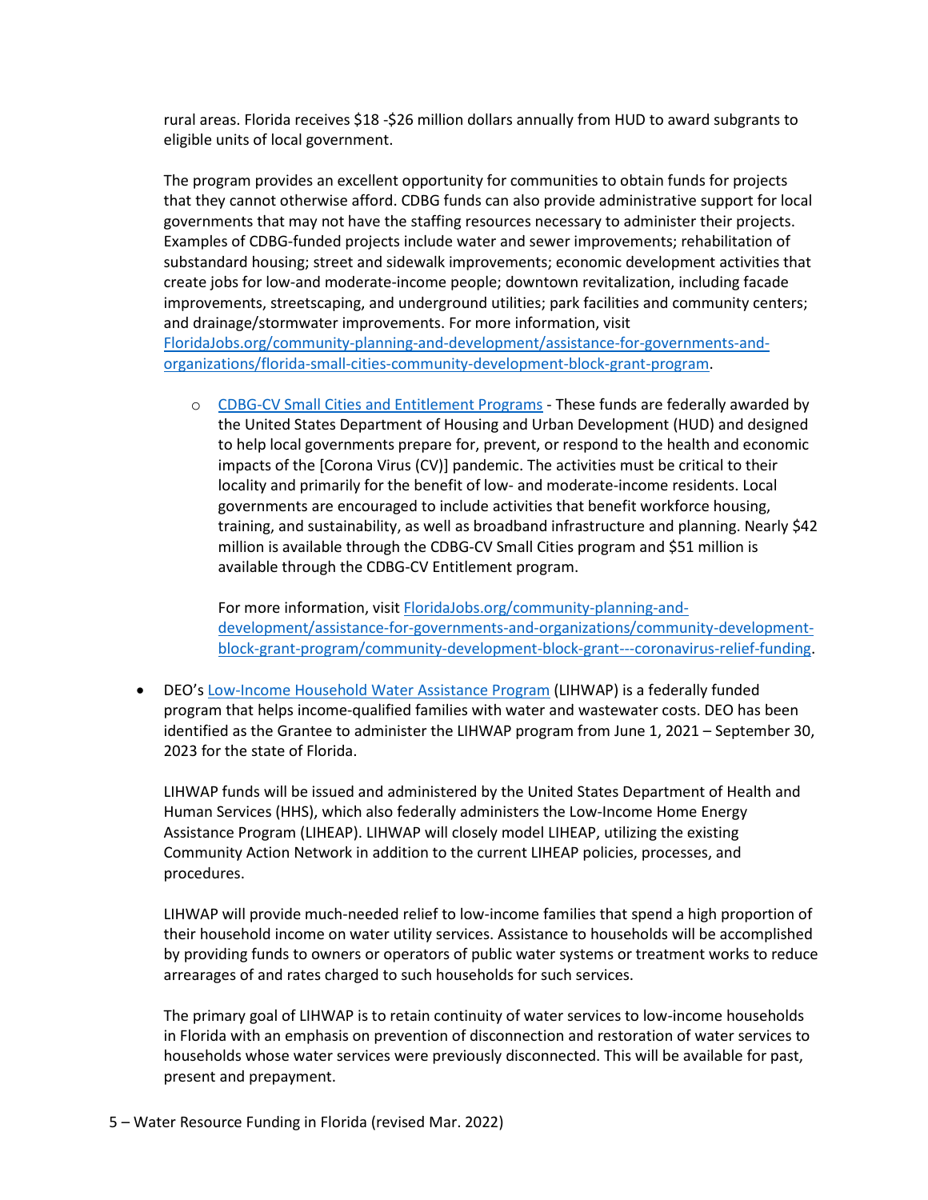rural areas. Florida receives $18 -$26 million dollars annually from HUD to award subgrants to eligible units of local government.

The program provides an excellent opportunity for communities to obtain funds for projects that they cannot otherwise afford. CDBG funds can also provide administrative support for local governments that may not have the staffing resources necessary to administer their projects. Examples of CDBG-funded projects include water and sewer improvements; rehabilitation of substandard housing; street and sidewalk improvements; economic development activities that create jobs for low-and moderate-income people; downtown revitalization, including facade improvements, streetscaping, and underground utilities; park facilities and community centers; and drainage/stormwater improvements. For more information, visit [FloridaJobs.org/community-planning-and-development/assistance-for-governments-and-organizations/florida-small-cities-community-development-block-grant-program](FloridaJobs.org/community-planning-and-development/assistance-for-governments-and-organizations/florida-small-cities-community-development-block-grant-program).

- CDBG-CV Small Cities and Entitlement Programs - These funds are federally awarded by the United States Department of Housing and Urban Development (HUD) and designed to help local governments prepare for, prevent, or respond to the health and economic impacts of the [Corona Virus (CV)] pandemic. The activities must be critical to their locality and primarily for the benefit of low- and moderate-income residents. Local governments are encouraged to include activities that benefit workforce housing, training, and sustainability, as well as broadband infrastructure and planning. Nearly $42 million is available through the CDBG-CV Small Cities program and $51 million is available through the CDBG-CV Entitlement program.

  For more information, visit [FloridaJobs.org/community-planning-and-development/assistance-for-governments-and-organizations/community-development-block-grant-program/community-development-block-grant---coronavirus-relief-funding](FloridaJobs.org/community-planning-and-development/assistance-for-governments-and-organizations/community-development-block-grant-program/community-development-block-grant---coronavirus-relief-funding).

- DEO's Low-Income Household Water Assistance Program (LIHWAP) is a federally funded program that helps income-qualified families with water and wastewater costs. DEO has been identified as the Grantee to administer the LIHWAP program from June 1, 2021 – September 30, 2023 for the state of Florida.

  LIHWAP funds will be issued and administered by the United States Department of Health and Human Services (HHS), which also federally administers the Low-Income Home Energy Assistance Program (LIHEAP). LIHWAP will closely model LIHEAP, utilizing the existing Community Action Network in addition to the current LIHEAP policies, processes, and procedures.

  LIHWAP will provide much-needed relief to low-income families that spend a high proportion of their household income on water utility services. Assistance to households will be accomplished by providing funds to owners or operators of public water systems or treatment works to reduce arrearages of and rates charged to such households for such services.

  The primary goal of LIHWAP is to retain continuity of water services to low-income households in Florida with an emphasis on prevention of disconnection and restoration of water services to households whose water services were previously disconnected. This will be available for past, present and prepayment.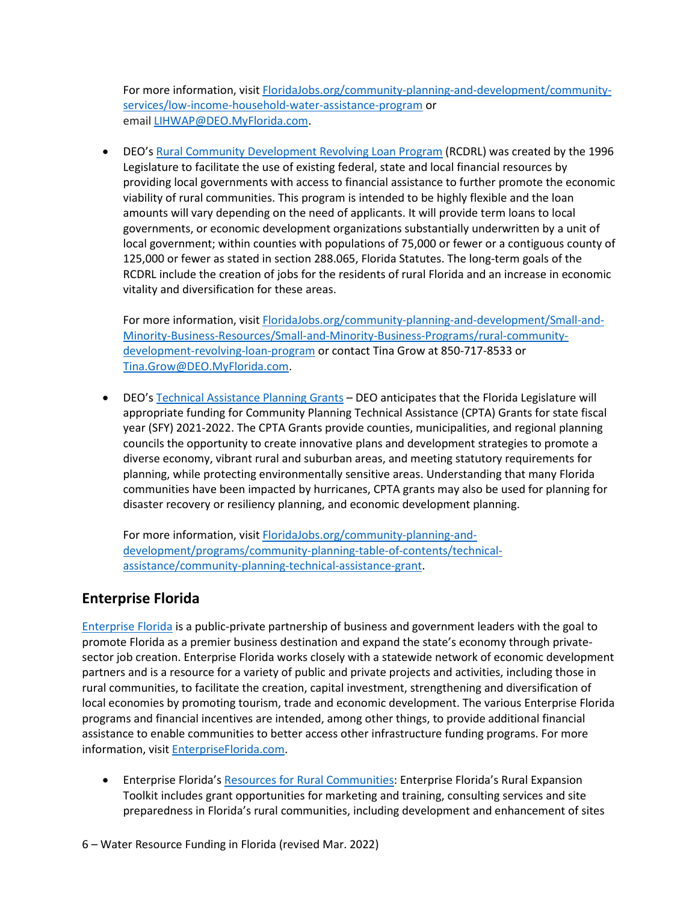For more information, visit [FloridaJobs.org/community-planning-and-development/community-services/low-income-household-water-assistance-program](FloridaJobs.org/community-planning-and-development/community-services/low-income-household-water-assistance-program) or email [LIHWAP@DEO.MyFlorida.com](mailto:LIHWAP@DEO.MyFlorida.com).

- DEO's Rural Community Development Revolving Loan Program (RCDRL) was created by the 1996 Legislature to facilitate the use of existing federal, state and local financial resources by providing local governments with access to financial assistance to further promote the economic viability of rural communities. This program is intended to be highly flexible and the loan amounts will vary depending on the need of applicants. It will provide term loans to local governments, or economic development organizations substantially underwritten by a unit of local government; within counties with populations of 75,000 or fewer or a contiguous county of 125,000 or fewer as stated in section 288.065, Florida Statutes. The long-term goals of the RCDRL include the creation of jobs for the residents of rural Florida and an increase in economic vitality and diversification for these areas.

  For more information, visit FloridaJobs.org/community-planning-and-development/Small-and-Minority-Business-Resources/Small-and-Minority-Business-Programs/rural-community-development-revolving-loan-program or contact Tina Grow at 850-717-8533 or Tina.Grow@DEO.MyFlorida.com.

- DEO's Technical Assistance Planning Grants – DEO anticipates that the Florida Legislature will appropriate funding for Community Planning Technical Assistance (CPTA) Grants for state fiscal year (SFY) 2021-2022. The CPTA Grants provide counties, municipalities, and regional planning councils the opportunity to create innovative plans and development strategies to promote a diverse economy, vibrant rural and suburban areas, and meeting statutory requirements for planning, while protecting environmentally sensitive areas. Understanding that many Florida communities have been impacted by hurricanes, CPTA grants may also be used for planning for disaster recovery or resiliency planning, and economic development planning.

  For more information, visit FloridaJobs.org/community-planning-and-development/programs/community-planning-table-of-contents/technical-assistance/community-planning-technical-assistance-grant.

## Enterprise Florida

Enterprise Florida is a public-private partnership of business and government leaders with the goal to promote Florida as a premier business destination and expand the state's economy through private-sector job creation. Enterprise Florida works closely with a statewide network of economic development partners and is a resource for a variety of public and private projects and activities, including those in rural communities, to facilitate the creation, capital investment, strengthening and diversification of local economies by promoting tourism, trade and economic development. The various Enterprise Florida programs and financial incentives are intended, among other things, to provide additional financial assistance to enable communities to better access other infrastructure funding programs. For more information, visit EnterpriseFlorida.com.

- Enterprise Florida's Resources for Rural Communities: Enterprise Florida's Rural Expansion Toolkit includes grant opportunities for marketing and training, consulting services and site preparedness in Florida's rural communities, including development and enhancement of sites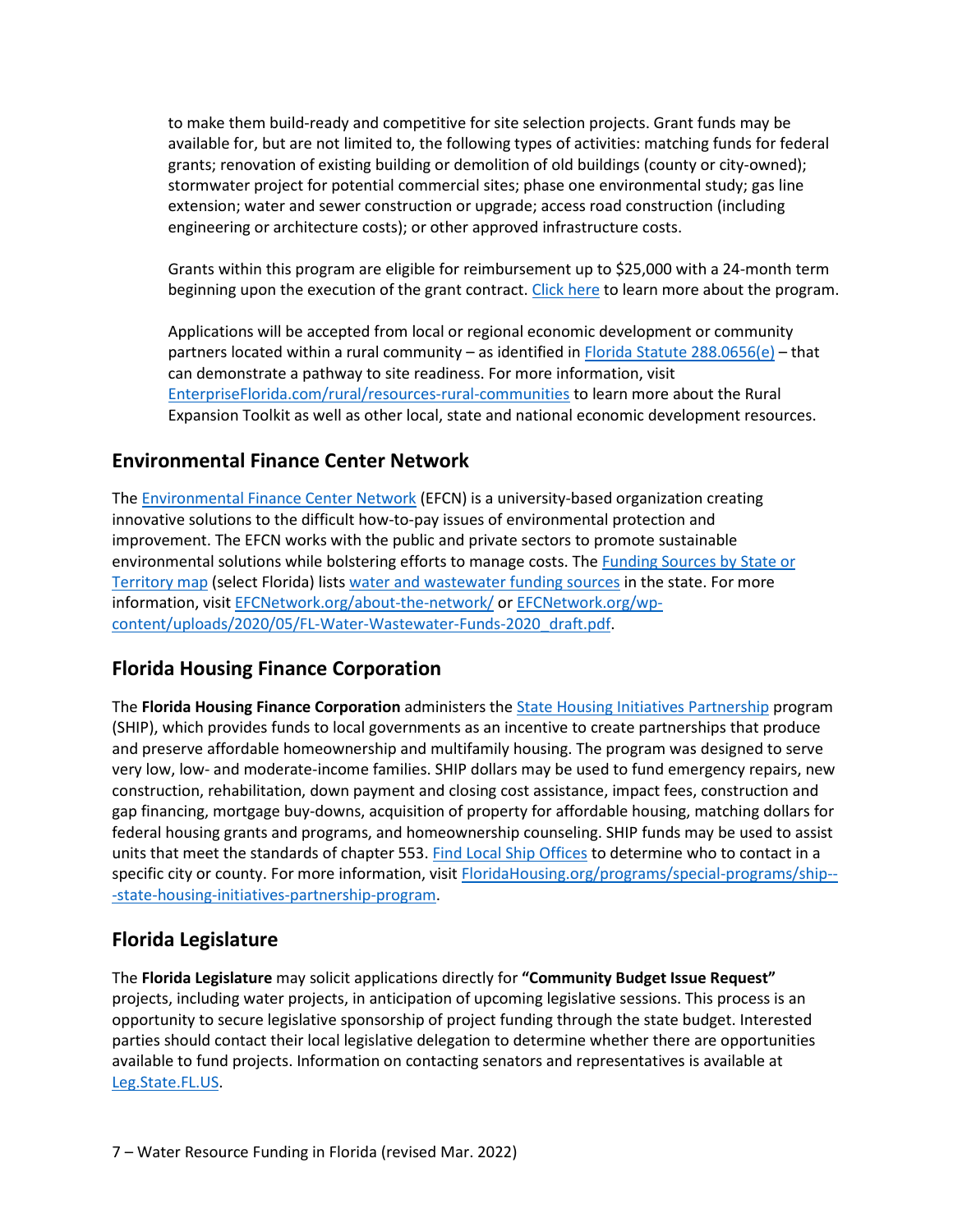to make them build-ready and competitive for site selection projects. Grant funds may be available for, but are not limited to, the following types of activities: matching funds for federal grants; renovation of existing building or demolition of old buildings (county or city-owned); stormwater project for potential commercial sites; phase one environmental study; gas line extension; water and sewer construction or upgrade; access road construction (including engineering or architecture costs); or other approved infrastructure costs.

Grants within this program are eligible for reimbursement up to $25,000 with a 24-month term beginning upon the execution of the grant contract. Click here to learn more about the program.

Applications will be accepted from local or regional economic development or community partners located within a rural community – as identified in Florida Statute 288.0656(e) – that can demonstrate a pathway to site readiness. For more information, visit EnterpriseFlorida.com/rural/resources-rural-communities to learn more about the Rural Expansion Toolkit as well as other local, state and national economic development resources.

## Environmental Finance Center Network

The Environmental Finance Center Network (EFCN) is a university-based organization creating innovative solutions to the difficult how-to-pay issues of environmental protection and improvement. The EFCN works with the public and private sectors to promote sustainable environmental solutions while bolstering efforts to manage costs. The Funding Sources by State or Territory map (select Florida) lists water and wastewater funding sources in the state. For more information, visit EFCNetwork.org/about-the-network/ or EFCNetwork.org/wp-content/uploads/2020/05/FL-Water-Wastewater-Funds-2020_draft.pdf.

## Florida Housing Finance Corporation

The **Florida Housing Finance Corporation** administers the State Housing Initiatives Partnership program (SHIP), which provides funds to local governments as an incentive to create partnerships that produce and preserve affordable homeownership and multifamily housing. The program was designed to serve very low, low- and moderate-income families. SHIP dollars may be used to fund emergency repairs, new construction, rehabilitation, down payment and closing cost assistance, impact fees, construction and gap financing, mortgage buy-downs, acquisition of property for affordable housing, matching dollars for federal housing grants and programs, and homeownership counseling. SHIP funds may be used to assist units that meet the standards of chapter 553. Find Local Ship Offices to determine who to contact in a specific city or county. For more information, visit FloridaHousing.org/programs/special-programs/ship---state-housing-initiatives-partnership-program.

## Florida Legislature

The **Florida Legislature** may solicit applications directly for **"Community Budget Issue Request"** projects, including water projects, in anticipation of upcoming legislative sessions. This process is an opportunity to secure legislative sponsorship of project funding through the state budget. Interested parties should contact their local legislative delegation to determine whether there are opportunities available to fund projects. Information on contacting senators and representatives is available at Leg.State.FL.US.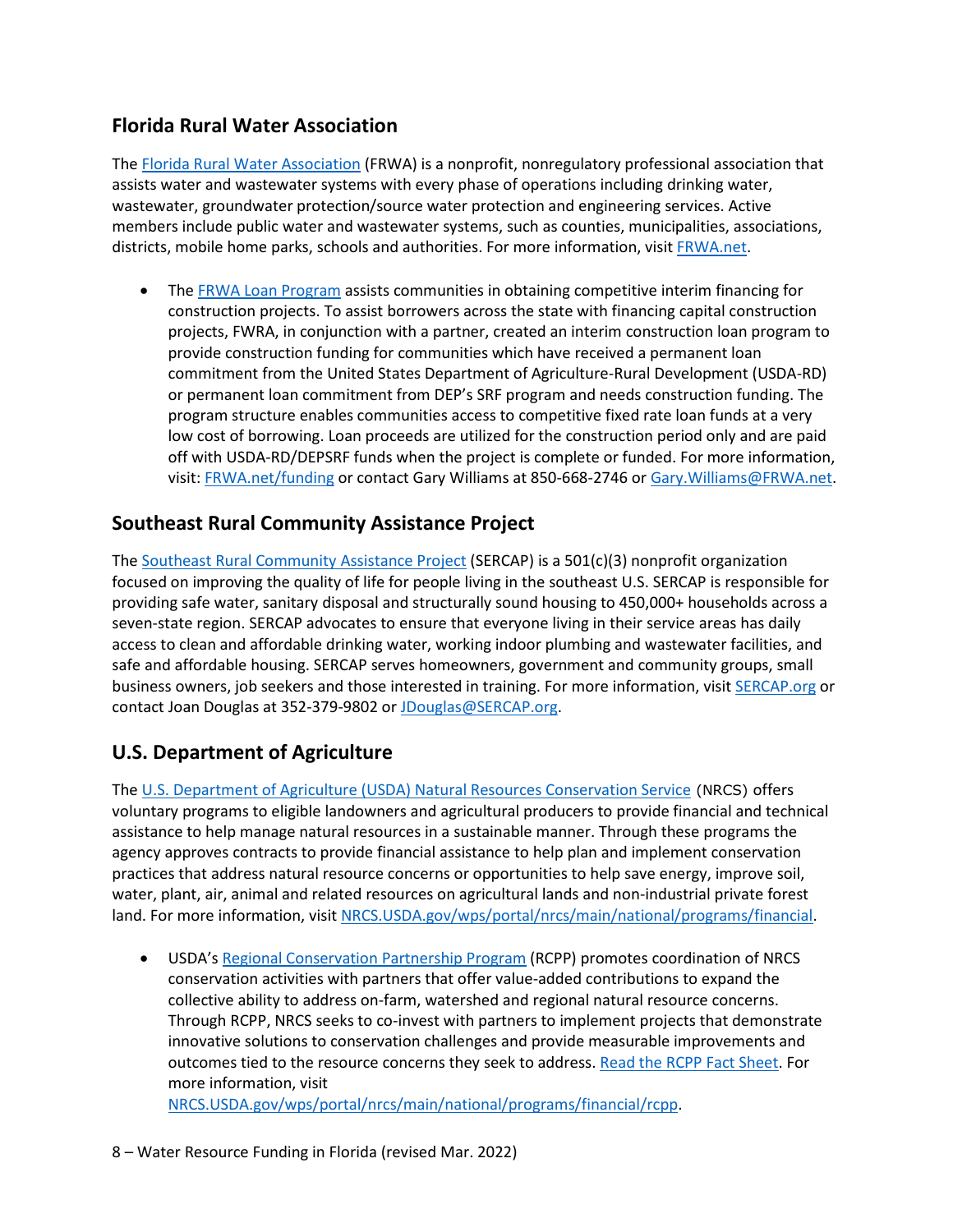## Florida Rural Water Association

The Florida Rural Water Association (FRWA) is a nonprofit, nonregulatory professional association that assists water and wastewater systems with every phase of operations including drinking water, wastewater, groundwater protection/source water protection and engineering services. Active members include public water and wastewater systems, such as counties, municipalities, associations, districts, mobile home parks, schools and authorities. For more information, visit FRWA.net.

- The FRWA Loan Program assists communities in obtaining competitive interim financing for construction projects. To assist borrowers across the state with financing capital construction projects, FWRA, in conjunction with a partner, created an interim construction loan program to provide construction funding for communities which have received a permanent loan commitment from the United States Department of Agriculture-Rural Development (USDA-RD) or permanent loan commitment from DEP's SRF program and needs construction funding. The program structure enables communities access to competitive fixed rate loan funds at a very low cost of borrowing. Loan proceeds are utilized for the construction period only and are paid off with USDA-RD/DEPSRF funds when the project is complete or funded. For more information, visit: FRWA.net/funding or contact Gary Williams at 850-668-2746 or Gary.Williams@FRWA.net.

## Southeast Rural Community Assistance Project

The Southeast Rural Community Assistance Project (SERCAP) is a 501(c)(3) nonprofit organization focused on improving the quality of life for people living in the southeast U.S. SERCAP is responsible for providing safe water, sanitary disposal and structurally sound housing to 450,000+ households across a seven-state region. SERCAP advocates to ensure that everyone living in their service areas has daily access to clean and affordable drinking water, working indoor plumbing and wastewater facilities, and safe and affordable housing. SERCAP serves homeowners, government and community groups, small business owners, job seekers and those interested in training. For more information, visit SERCAP.org or contact Joan Douglas at 352-379-9802 or JDouglas@SERCAP.org.

## U.S. Department of Agriculture

The U.S. Department of Agriculture (USDA) Natural Resources Conservation Service (NRCS) offers voluntary programs to eligible landowners and agricultural producers to provide financial and technical assistance to help manage natural resources in a sustainable manner. Through these programs the agency approves contracts to provide financial assistance to help plan and implement conservation practices that address natural resource concerns or opportunities to help save energy, improve soil, water, plant, air, animal and related resources on agricultural lands and non-industrial private forest land. For more information, visit NRCS.USDA.gov/wps/portal/nrcs/main/national/programs/financial.

- USDA's Regional Conservation Partnership Program (RCPP) promotes coordination of NRCS conservation activities with partners that offer value-added contributions to expand the collective ability to address on-farm, watershed and regional natural resource concerns. Through RCPP, NRCS seeks to co-invest with partners to implement projects that demonstrate innovative solutions to conservation challenges and provide measurable improvements and outcomes tied to the resource concerns they seek to address. Read the RCPP Fact Sheet. For more information, visit NRCS.USDA.gov/wps/portal/nrcs/main/national/programs/financial/rcpp.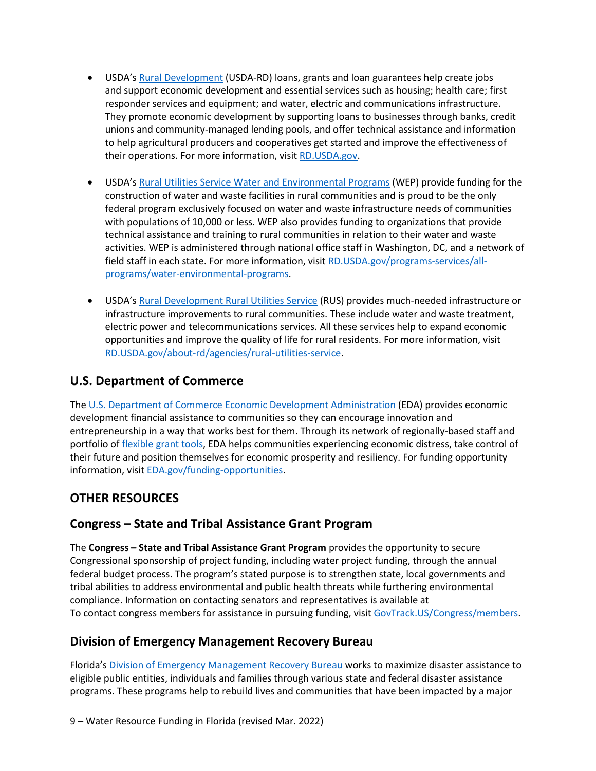- USDA's [Rural Development](RD.USDA.gov) (USDA-RD) loans, grants and loan guarantees help create jobs and support economic development and essential services such as housing; health care; first responder services and equipment; and water, electric and communications infrastructure. They promote economic development by supporting loans to businesses through banks, credit unions and community-managed lending pools, and offer technical assistance and information to help agricultural producers and cooperatives get started and improve the effectiveness of their operations. For more information, visit RD.USDA.gov.

- USDA's Rural Utilities Service Water and Environmental Programs (WEP) provide funding for the construction of water and waste facilities in rural communities and is proud to be the only federal program exclusively focused on water and waste infrastructure needs of communities with populations of 10,000 or less. WEP also provides funding to organizations that provide technical assistance and training to rural communities in relation to their water and waste activities. WEP is administered through national office staff in Washington, DC, and a network of field staff in each state. For more information, visit RD.USDA.gov/programs-services/all-programs/water-environmental-programs.

- USDA's Rural Development Rural Utilities Service (RUS) provides much-needed infrastructure or infrastructure improvements to rural communities. These include water and waste treatment, electric power and telecommunications services. All these services help to expand economic opportunities and improve the quality of life for rural residents. For more information, visit RD.USDA.gov/about-rd/agencies/rural-utilities-service.

## U.S. Department of Commerce

The U.S. Department of Commerce Economic Development Administration (EDA) provides economic development financial assistance to communities so they can encourage innovation and entrepreneurship in a way that works best for them. Through its network of regionally-based staff and portfolio of flexible grant tools, EDA helps communities experiencing economic distress, take control of their future and position themselves for economic prosperity and resiliency. For funding opportunity information, visit EDA.gov/funding-opportunities.

## OTHER RESOURCES

## Congress – State and Tribal Assistance Grant Program

The **Congress – State and Tribal Assistance Grant Program** provides the opportunity to secure Congressional sponsorship of project funding, including water project funding, through the annual federal budget process. The program's stated purpose is to strengthen state, local governments and tribal abilities to address environmental and public health threats while furthering environmental compliance. Information on contacting senators and representatives is available at
To contact congress members for assistance in pursuing funding, visit GovTrack.US/Congress/members.

## Division of Emergency Management Recovery Bureau

Florida's Division of Emergency Management Recovery Bureau works to maximize disaster assistance to eligible public entities, individuals and families through various state and federal disaster assistance programs. These programs help to rebuild lives and communities that have been impacted by a major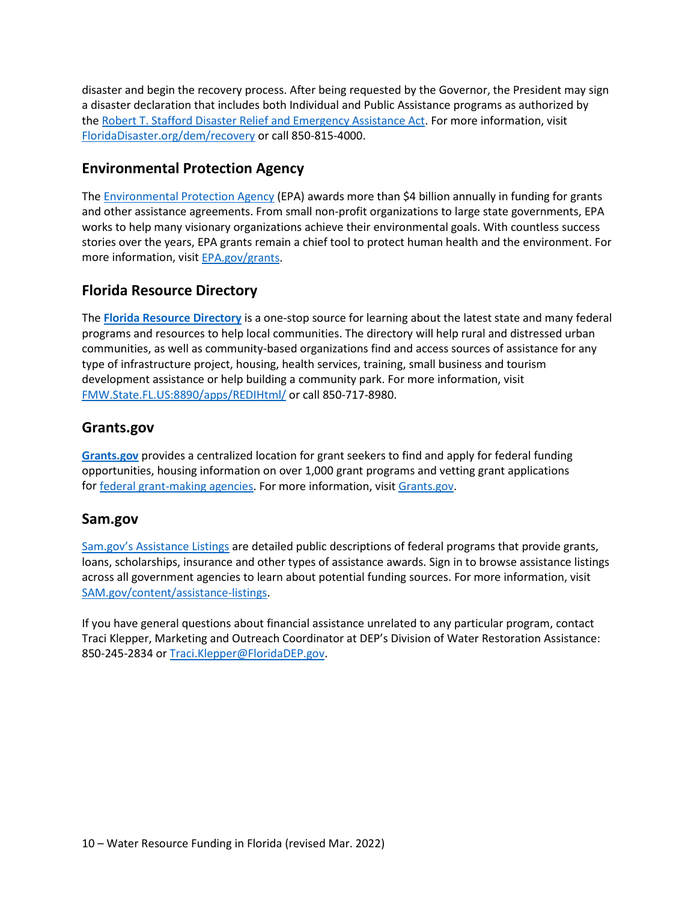disaster and begin the recovery process. After being requested by the Governor, the President may sign a disaster declaration that includes both Individual and Public Assistance programs as authorized by the Robert T. Stafford Disaster Relief and Emergency Assistance Act. For more information, visit FloridaDisaster.org/dem/recovery or call 850-815-4000.

## Environmental Protection Agency

The Environmental Protection Agency (EPA) awards more than $4 billion annually in funding for grants and other assistance agreements. From small non-profit organizations to large state governments, EPA works to help many visionary organizations achieve their environmental goals. With countless success stories over the years, EPA grants remain a chief tool to protect human health and the environment. For more information, visit EPA.gov/grants.

## Florida Resource Directory

The **Florida Resource Directory** is a one-stop source for learning about the latest state and many federal programs and resources to help local communities. The directory will help rural and distressed urban communities, as well as community-based organizations find and access sources of assistance for any type of infrastructure project, housing, health services, training, small business and tourism development assistance or help building a community park. For more information, visit FMW.State.FL.US:8890/apps/REDIHtml/ or call 850-717-8980.

## Grants.gov

**Grants.gov** provides a centralized location for grant seekers to find and apply for federal funding opportunities, housing information on over 1,000 grant programs and vetting grant applications for federal grant-making agencies. For more information, visit Grants.gov.

## Sam.gov

Sam.gov's Assistance Listings are detailed public descriptions of federal programs that provide grants, loans, scholarships, insurance and other types of assistance awards. Sign in to browse assistance listings across all government agencies to learn about potential funding sources. For more information, visit SAM.gov/content/assistance-listings.

If you have general questions about financial assistance unrelated to any particular program, contact Traci Klepper, Marketing and Outreach Coordinator at DEP's Division of Water Restoration Assistance: 850-245-2834 or Traci.Klepper@FloridaDEP.gov.